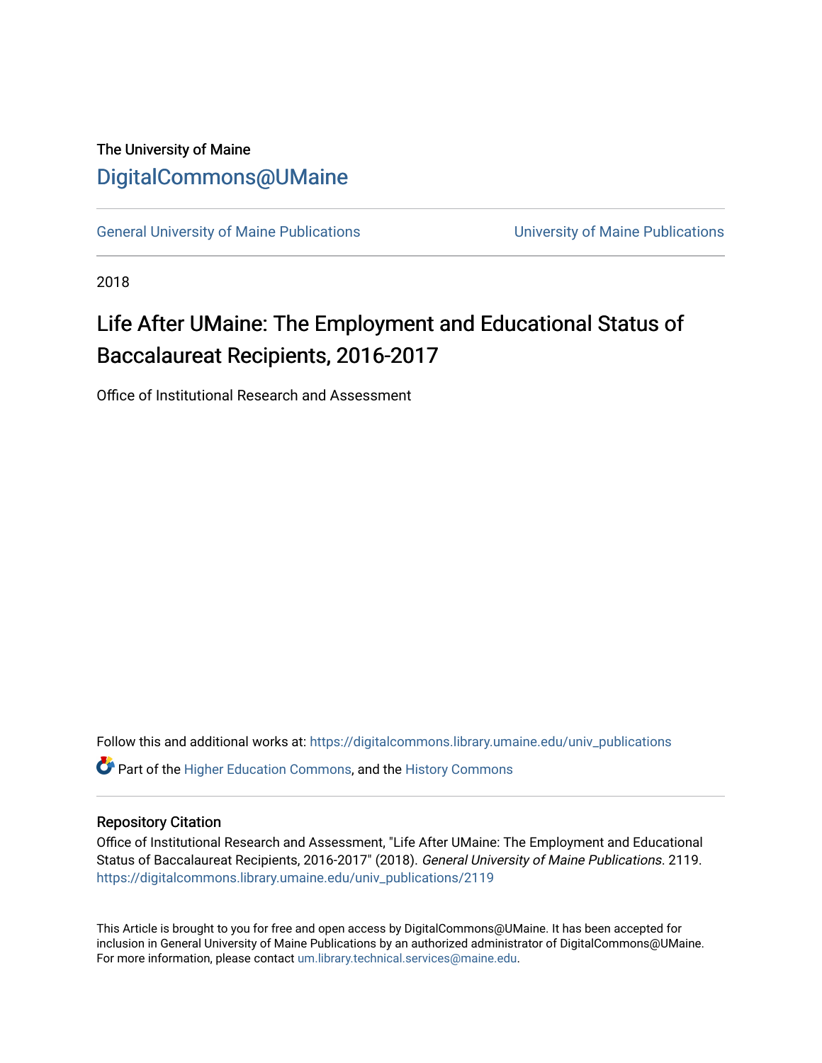The University of Maine

# DigitalCommons@UMaine

General University of Maine Publications | University of Maine Publications

2018

# Life After UMaine: The Employment and Educational Status of Baccalaureat Recipients, 2016-2017

Office of Institutional Research and Assessment

Follow this and additional works at: https://digitalcommons.library.umaine.edu/univ_publications

Part of the Higher Education Commons, and the History Commons

## Repository Citation

Office of Institutional Research and Assessment, "Life After UMaine: The Employment and Educational Status of Baccalaureat Recipients, 2016-2017" (2018). *General University of Maine Publications*. 2119.
https://digitalcommons.library.umaine.edu/univ_publications/2119

This Article is brought to you for free and open access by DigitalCommons@UMaine. It has been accepted for inclusion in General University of Maine Publications by an authorized administrator of DigitalCommons@UMaine. For more information, please contact um.library.technical.services@maine.edu.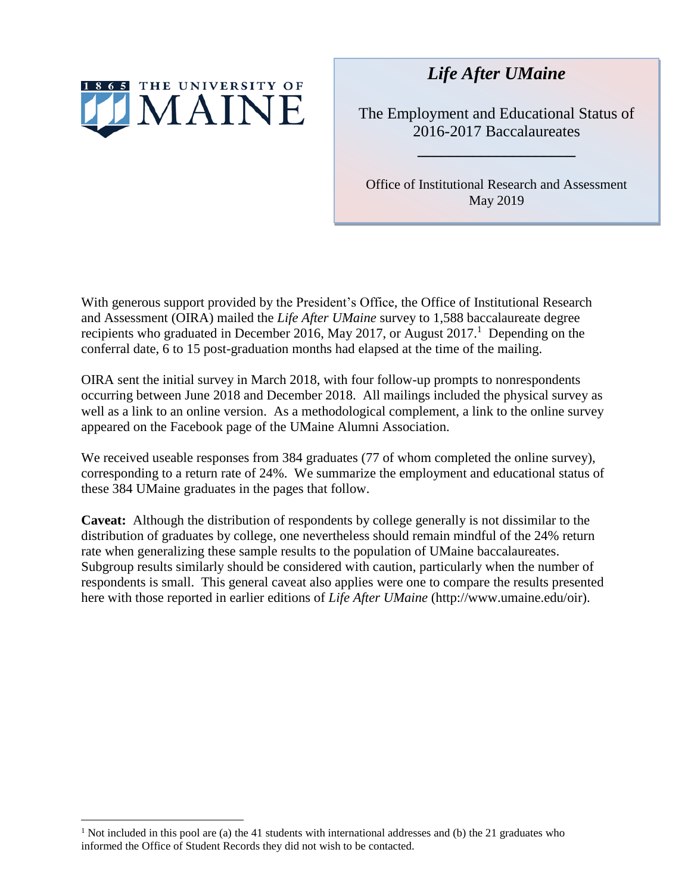# Life After UMaine

The Employment and Educational Status of 2016-2017 Baccalaureates

Office of Institutional Research and Assessment
May 2019

With generous support provided by the President's Office, the Office of Institutional Research and Assessment (OIRA) mailed the *Life After UMaine* survey to 1,588 baccalaureate degree recipients who graduated in December 2016, May 2017, or August 2017.[1] Depending on the conferral date, 6 to 15 post-graduation months had elapsed at the time of the mailing.

OIRA sent the initial survey in March 2018, with four follow-up prompts to nonrespondents occurring between June 2018 and December 2018. All mailings included the physical survey as well as a link to an online version. As a methodological complement, a link to the online survey appeared on the Facebook page of the UMaine Alumni Association.

We received useable responses from 384 graduates (77 of whom completed the online survey), corresponding to a return rate of 24%. We summarize the employment and educational status of these 384 UMaine graduates in the pages that follow.

**Caveat:** Although the distribution of respondents by college generally is not dissimilar to the distribution of graduates by college, one nevertheless should remain mindful of the 24% return rate when generalizing these sample results to the population of UMaine baccalaureates. Subgroup results similarly should be considered with caution, particularly when the number of respondents is small. This general caveat also applies were one to compare the results presented here with those reported in earlier editions of *Life After UMaine* (http://www.umaine.edu/oir).

[1] Not included in this pool are (a) the 41 students with international addresses and (b) the 21 graduates who informed the Office of Student Records they did not wish to be contacted.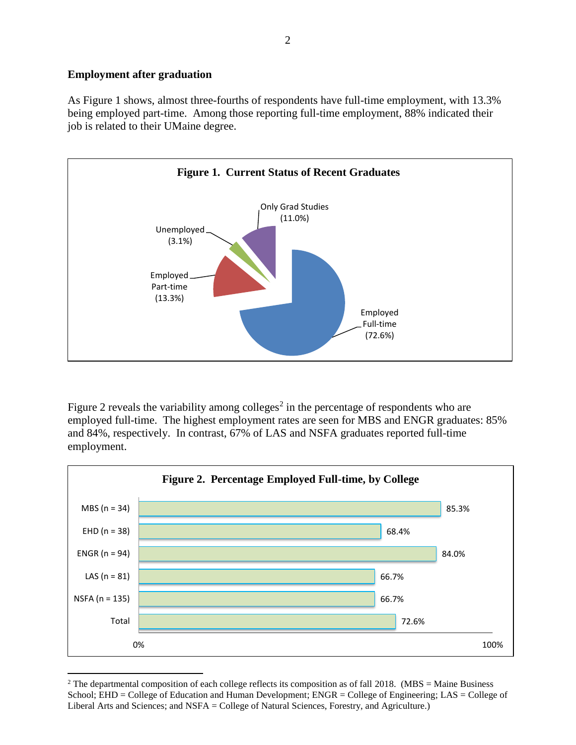## Employment after graduation

As Figure 1 shows, almost three-fourths of respondents have full-time employment, with 13.3% being employed part-time. Among those reporting full-time employment, 88% indicated their job is related to their UMaine degree.

**Figure 1. Current Status of Recent Graduates**

| Status | Percentage |
| --- | --- |
| Employed Full-time | 72.6% |
| Employed Part-time | 13.3% |
| Unemployed | 3.1% |
| Only Grad Studies | 11.0% |

Figure 2 reveals the variability among colleges[2] in the percentage of respondents who are employed full-time. The highest employment rates are seen for MBS and ENGR graduates: 85% and 84%, respectively. In contrast, 67% of LAS and NSFA graduates reported full-time employment.

**Figure 2. Percentage Employed Full-time, by College**

| College | Percentage Employed Full-time |
| --- | --- |
| MBS (n = 34) | 85.3% |
| EHD (n = 38) | 68.4% |
| ENGR (n = 94) | 84.0% |
| LAS (n = 81) | 66.7% |
| NSFA (n = 135) | 66.7% |
| Total | 72.6% |

[2] The departmental composition of each college reflects its composition as of fall 2018. (MBS = Maine Business School; EHD = College of Education and Human Development; ENGR = College of Engineering; LAS = College of Liberal Arts and Sciences; and NSFA = College of Natural Sciences, Forestry, and Agriculture.)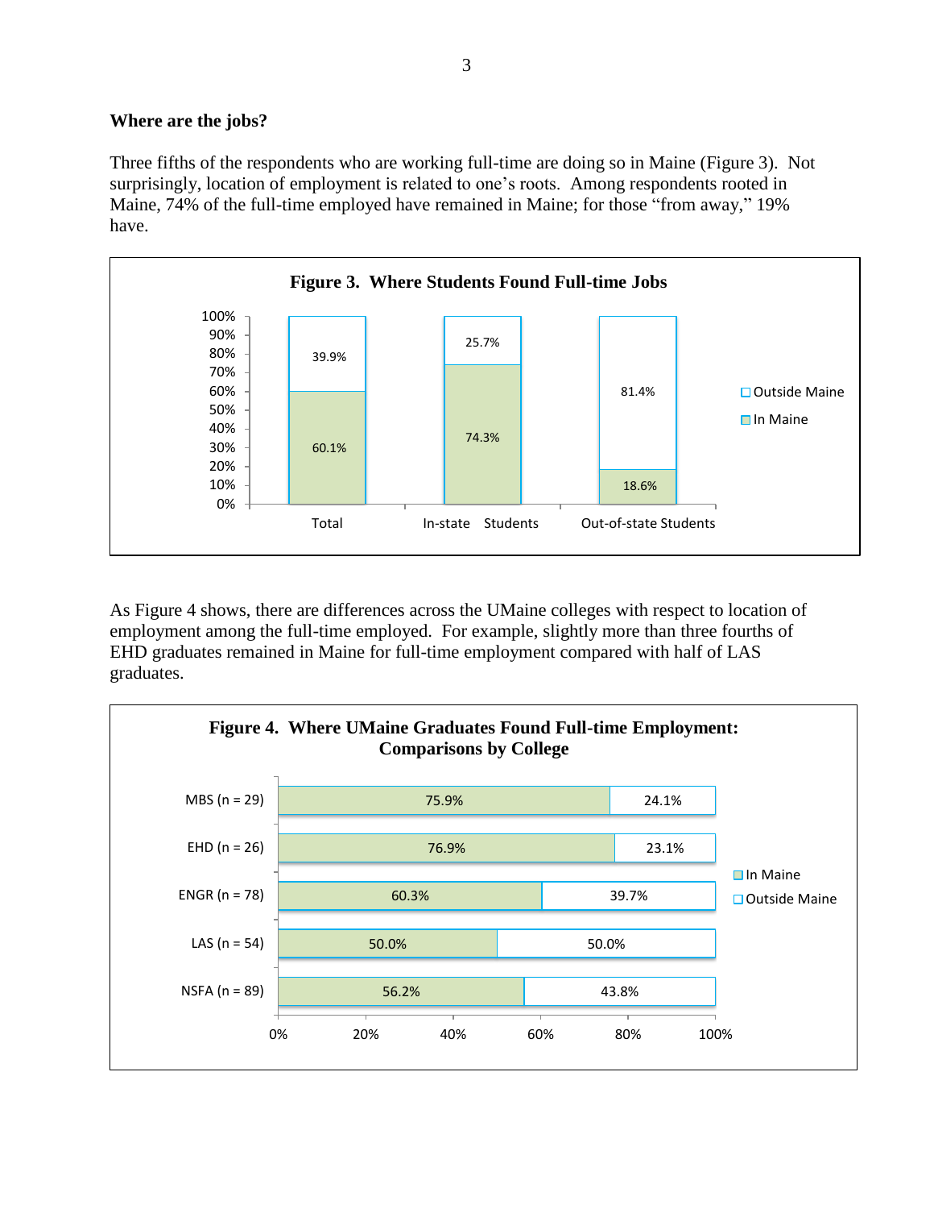**Where are the jobs?**

Three fifths of the respondents who are working full-time are doing so in Maine (Figure 3). Not surprisingly, location of employment is related to one's roots. Among respondents rooted in Maine, 74% of the full-time employed have remained in Maine; for those "from away," 19% have.

**Figure 3. Where Students Found Full-time Jobs**

| | Total | In-state Students | Out-of-state Students |
|---|---|---|---|
| In Maine | 60.1% | 74.3% | 18.6% |
| Outside Maine | 39.9% | 25.7% | 81.4% |

As Figure 4 shows, there are differences across the UMaine colleges with respect to location of employment among the full-time employed. For example, slightly more than three fourths of EHD graduates remained in Maine for full-time employment compared with half of LAS graduates.

**Figure 4. Where UMaine Graduates Found Full-time Employment: Comparisons by College**

| College | In Maine | Outside Maine |
|---|---|---|
| MBS (n = 29) | 75.9% | 24.1% |
| EHD (n = 26) | 76.9% | 23.1% |
| ENGR (n = 78) | 60.3% | 39.7% |
| LAS (n = 54) | 50.0% | 50.0% |
| NSFA (n = 89) | 56.2% | 43.8% |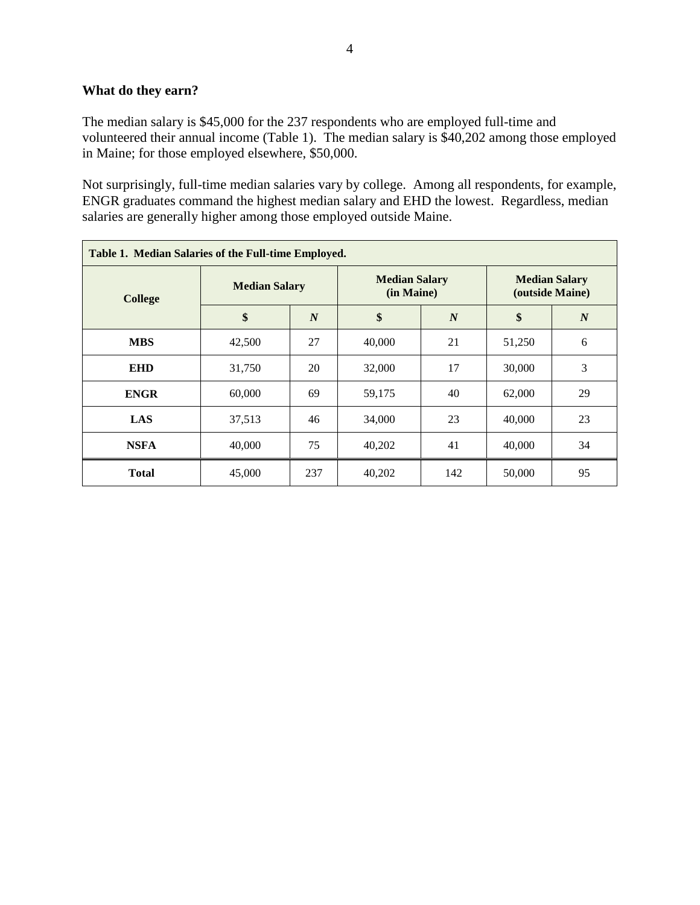## What do they earn?

The median salary is $45,000 for the 237 respondents who are employed full-time and volunteered their annual income (Table 1). The median salary is $40,202 among those employed in Maine; for those employed elsewhere, $50,000.

Not surprisingly, full-time median salaries vary by college. Among all respondents, for example, ENGR graduates command the highest median salary and EHD the lowest. Regardless, median salaries are generally higher among those employed outside Maine.

**Table 1. Median Salaries of the Full-time Employed.**

| College | Median Salary | | Median Salary (in Maine) | | Median Salary (outside Maine) | |
|---|---|---|---|---|---|---|
| | **$** | ***N*** | **$** | ***N*** | **$** | ***N*** |
| **MBS** | 42,500 | 27 | 40,000 | 21 | 51,250 | 6 |
| **EHD** | 31,750 | 20 | 32,000 | 17 | 30,000 | 3 |
| **ENGR** | 60,000 | 69 | 59,175 | 40 | 62,000 | 29 |
| **LAS** | 37,513 | 46 | 34,000 | 23 | 40,000 | 23 |
| **NSFA** | 40,000 | 75 | 40,202 | 41 | 40,000 | 34 |
| **Total** | 45,000 | 237 | 40,202 | 142 | 50,000 | 95 |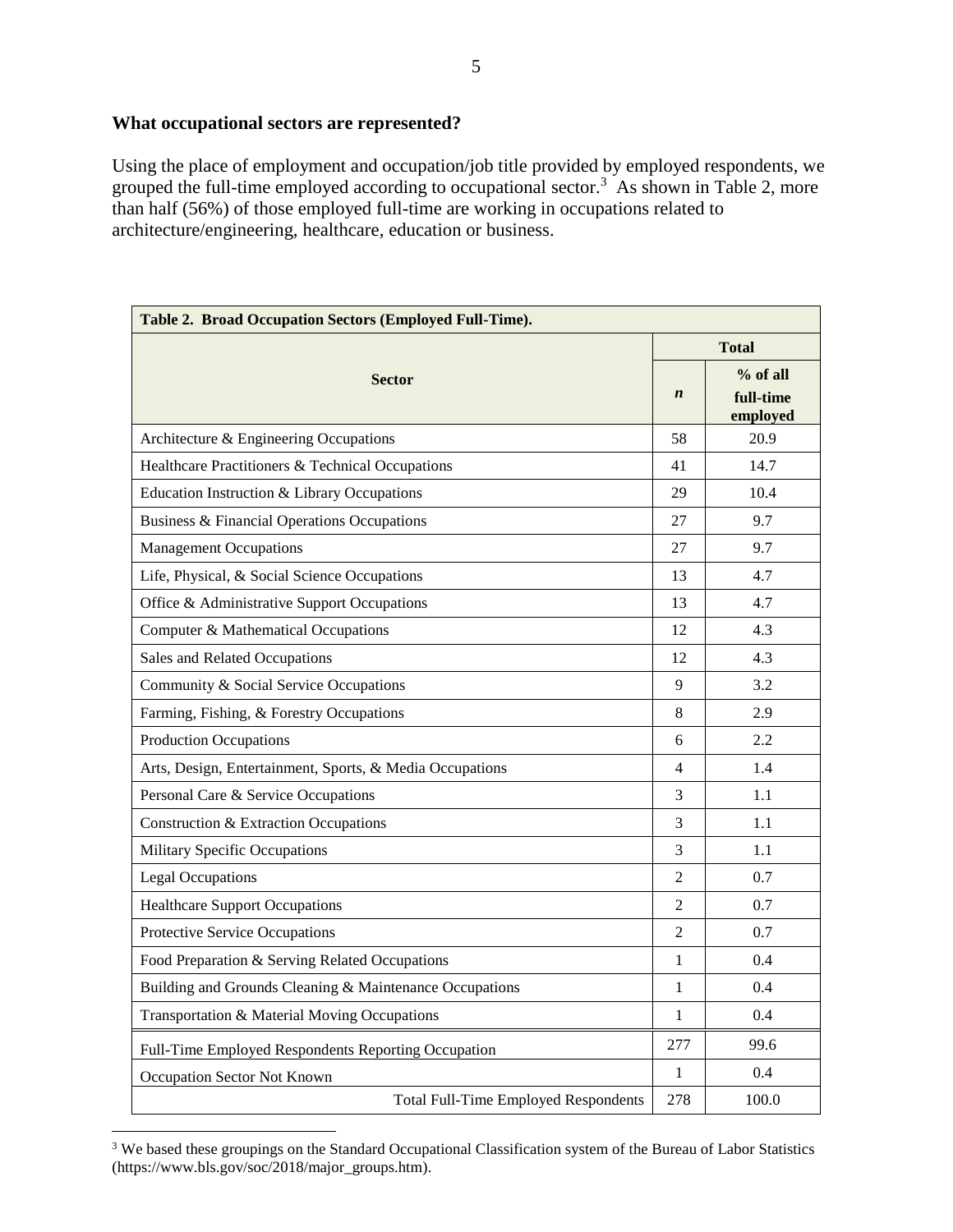### What occupational sectors are represented?

Using the place of employment and occupation/job title provided by employed respondents, we grouped the full-time employed according to occupational sector.[3] As shown in Table 2, more than half (56%) of those employed full-time are working in occupations related to architecture/engineering, healthcare, education or business.

| **Table 2. Broad Occupation Sectors (Employed Full-Time).** | | |
|---|---|---|
| **Sector** | **Total** | |
| | ***n*** | **% of all full-time employed** |
| Architecture & Engineering Occupations | 58 | 20.9 |
| Healthcare Practitioners & Technical Occupations | 41 | 14.7 |
| Education Instruction & Library Occupations | 29 | 10.4 |
| Business & Financial Operations Occupations | 27 | 9.7 |
| Management Occupations | 27 | 9.7 |
| Life, Physical, & Social Science Occupations | 13 | 4.7 |
| Office & Administrative Support Occupations | 13 | 4.7 |
| Computer & Mathematical Occupations | 12 | 4.3 |
| Sales and Related Occupations | 12 | 4.3 |
| Community & Social Service Occupations | 9 | 3.2 |
| Farming, Fishing, & Forestry Occupations | 8 | 2.9 |
| Production Occupations | 6 | 2.2 |
| Arts, Design, Entertainment, Sports, & Media Occupations | 4 | 1.4 |
| Personal Care & Service Occupations | 3 | 1.1 |
| Construction & Extraction Occupations | 3 | 1.1 |
| Military Specific Occupations | 3 | 1.1 |
| Legal Occupations | 2 | 0.7 |
| Healthcare Support Occupations | 2 | 0.7 |
| Protective Service Occupations | 2 | 0.7 |
| Food Preparation & Serving Related Occupations | 1 | 0.4 |
| Building and Grounds Cleaning & Maintenance Occupations | 1 | 0.4 |
| Transportation & Material Moving Occupations | 1 | 0.4 |
| Full-Time Employed Respondents Reporting Occupation | 277 | 99.6 |
| Occupation Sector Not Known | 1 | 0.4 |
| Total Full-Time Employed Respondents | 278 | 100.0 |

[3] We based these groupings on the Standard Occupational Classification system of the Bureau of Labor Statistics (https://www.bls.gov/soc/2018/major_groups.htm).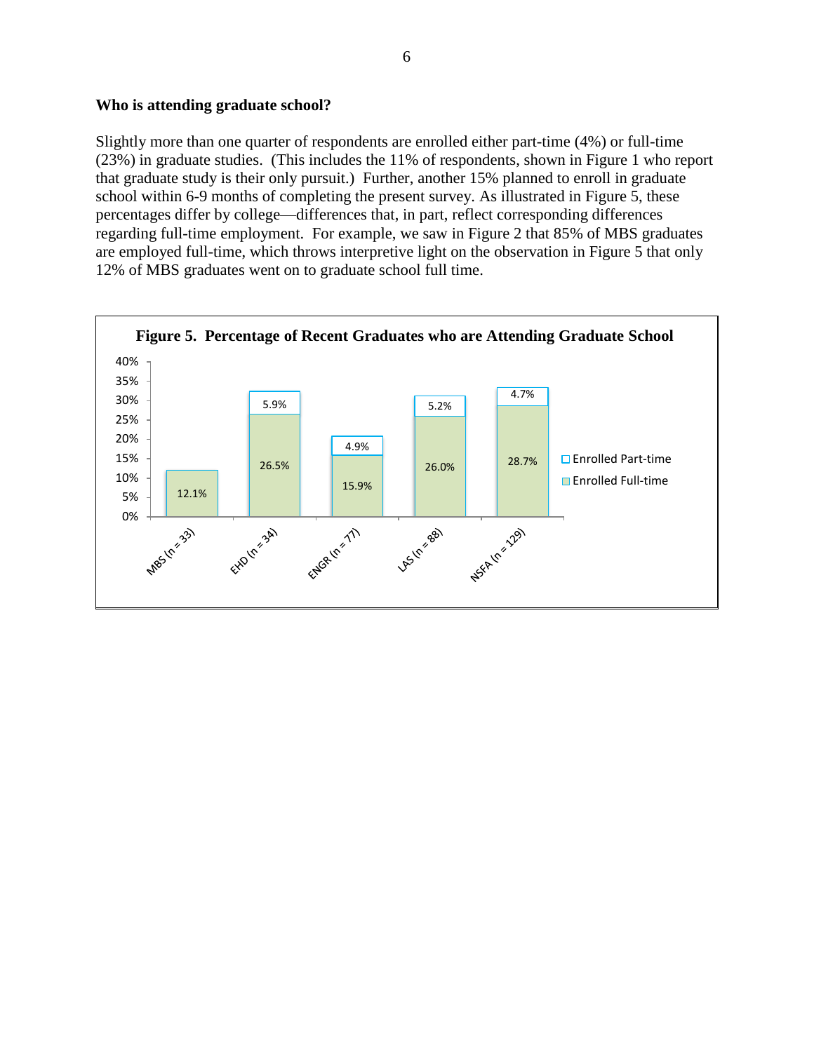### Who is attending graduate school?

Slightly more than one quarter of respondents are enrolled either part-time (4%) or full-time (23%) in graduate studies. (This includes the 11% of respondents, shown in Figure 1 who report that graduate study is their only pursuit.) Further, another 15% planned to enroll in graduate school within 6-9 months of completing the present survey. As illustrated in Figure 5, these percentages differ by college—differences that, in part, reflect corresponding differences regarding full-time employment. For example, we saw in Figure 2 that 85% of MBS graduates are employed full-time, which throws interpretive light on the observation in Figure 5 that only 12% of MBS graduates went on to graduate school full time.

**Figure 5. Percentage of Recent Graduates who are Attending Graduate School**

| College | Enrolled Full-time | Enrolled Part-time |
|---|---|---|
| MBS (n = 33) | 12.1% | |
| EHD (n = 34) | 26.5% | 5.9% |
| ENGR (n = 77) | 15.9% | 4.9% |
| LAS (n = 88) | 26.0% | 5.2% |
| NSFA (n = 129) | 28.7% | 4.7% |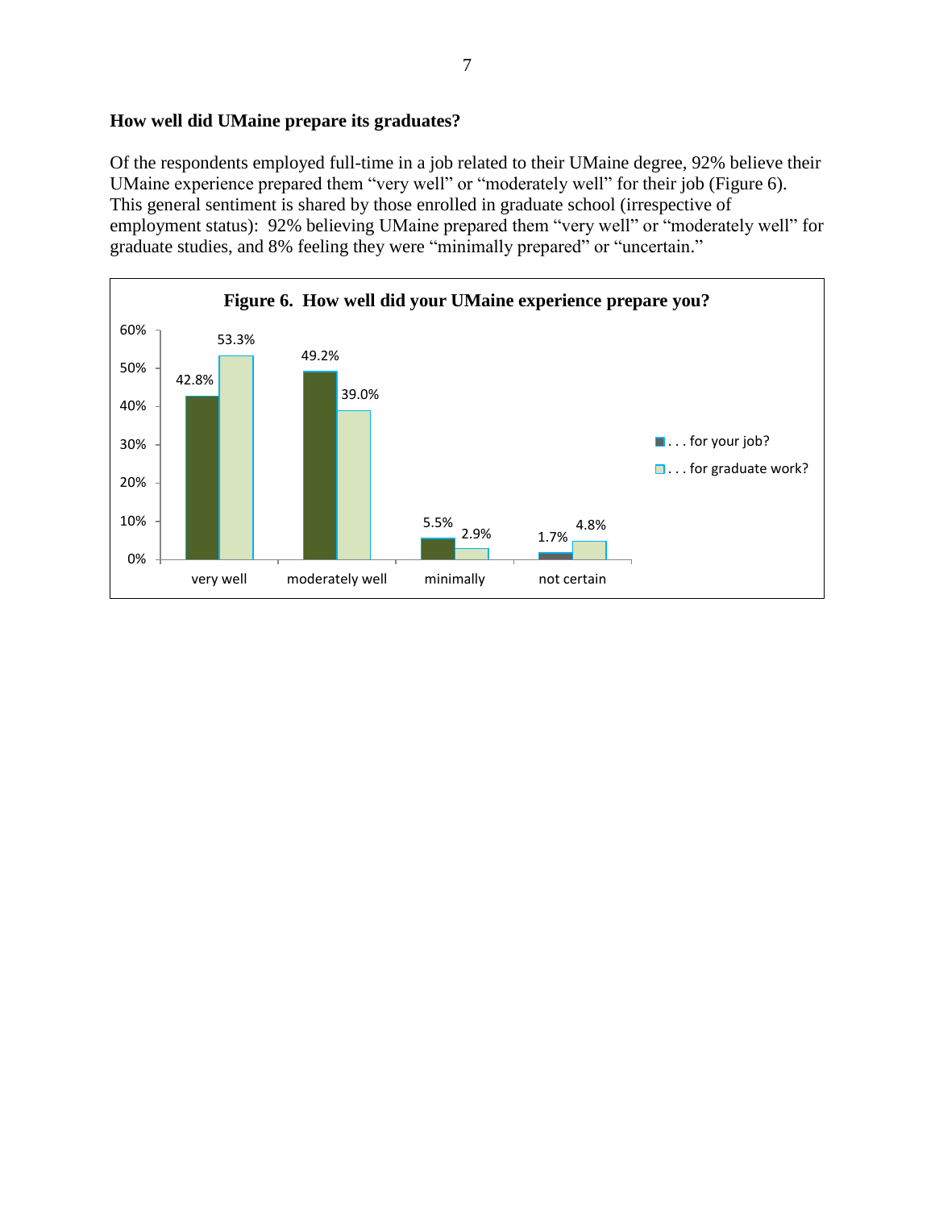## How well did UMaine prepare its graduates?

Of the respondents employed full-time in a job related to their UMaine degree, 92% believe their UMaine experience prepared them "very well" or "moderately well" for their job (Figure 6). This general sentiment is shared by those enrolled in graduate school (irrespective of employment status): 92% believing UMaine prepared them "very well" or "moderately well" for graduate studies, and 8% feeling they were "minimally prepared" or "uncertain."

**Figure 6. How well did your UMaine experience prepare you?**

60%
50%
40%
30%
20%
10%
0%

very well: 42.8% 53.3%
moderately well: 49.2% 39.0%
minimally: 5.5% 2.9%
not certain: 1.7% 4.8%

. . . for your job?
. . . for graduate work?